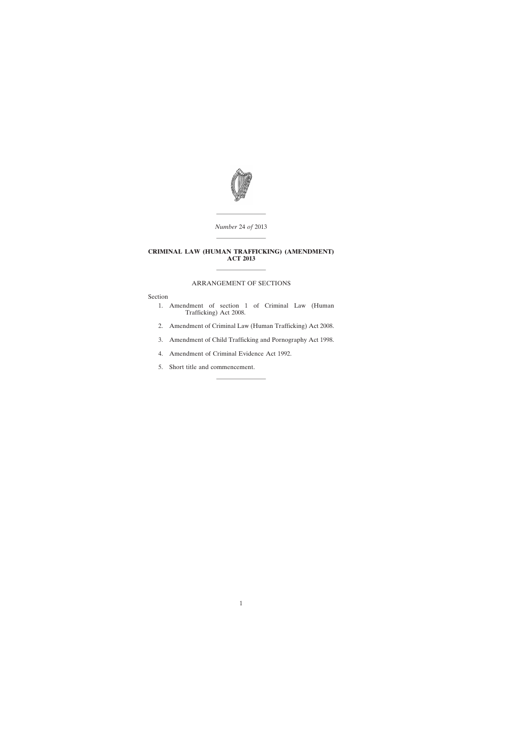*Number* 24 *of* 2013

---

# CRIMINAL LAW (HUMAN TRAFFICKING) (AMENDMENT) ACT 2013

---

## ARRANGEMENT OF SECTIONS

Section

1. Amendment of section 1 of Criminal Law (Human Trafficking) Act 2008.
2. Amendment of Criminal Law (Human Trafficking) Act 2008.
3. Amendment of Child Trafficking and Pornography Act 1998.
4. Amendment of Criminal Evidence Act 1992.
5. Short title and commencement.

---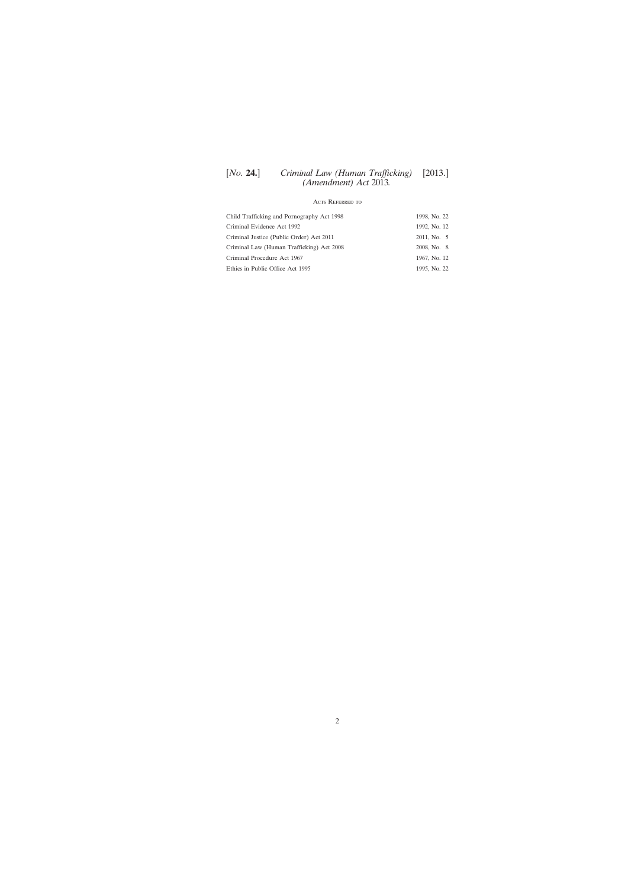## Acts Referred to

| | |
|---|---|
| Child Trafficking and Pornography Act 1998 | 1998, No. 22 |
| Criminal Evidence Act 1992 | 1992, No. 12 |
| Criminal Justice (Public Order) Act 2011 | 2011, No. 5 |
| Criminal Law (Human Trafficking) Act 2008 | 2008, No. 8 |
| Criminal Procedure Act 1967 | 1967, No. 12 |
| Ethics in Public Office Act 1995 | 1995, No. 22 |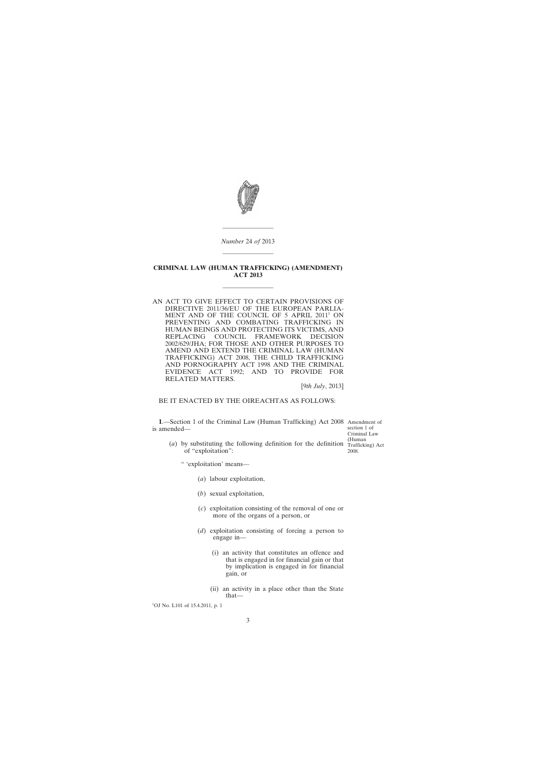*Number* 24 *of* 2013

---

# CRIMINAL LAW (HUMAN TRAFFICKING) (AMENDMENT) ACT 2013

---

AN ACT TO GIVE EFFECT TO CERTAIN PROVISIONS OF DIRECTIVE 2011/36/EU OF THE EUROPEAN PARLIAMENT AND OF THE COUNCIL OF 5 APRIL 2011[1] ON PREVENTING AND COMBATING TRAFFICKING IN HUMAN BEINGS AND PROTECTING ITS VICTIMS, AND REPLACING COUNCIL FRAMEWORK DECISION 2002/629/JHA; FOR THOSE AND OTHER PURPOSES TO AMEND AND EXTEND THE CRIMINAL LAW (HUMAN TRAFFICKING) ACT 2008, THE CHILD TRAFFICKING AND PORNOGRAPHY ACT 1998 AND THE CRIMINAL EVIDENCE ACT 1992; AND TO PROVIDE FOR RELATED MATTERS.

[*9th July*, 2013]

BE IT ENACTED BY THE OIREACHTAS AS FOLLOWS:

Amendment of section 1 of Criminal Law (Human Trafficking) Act 2008.

**1**.—Section 1 of the Criminal Law (Human Trafficking) Act 2008 is amended—

(*a*) by substituting the following definition for the definition of "exploitation":

" 'exploitation' means—

(*a*) labour exploitation,

(*b*) sexual exploitation,

(*c*) exploitation consisting of the removal of one or more of the organs of a person, or

(*d*) exploitation consisting of forcing a person to engage in—

(i) an activity that constitutes an offence and that is engaged in for financial gain or that by implication is engaged in for financial gain, or

(ii) an activity in a place other than the State that—

[1]OJ No. L101 of 15.4.2011, p. 1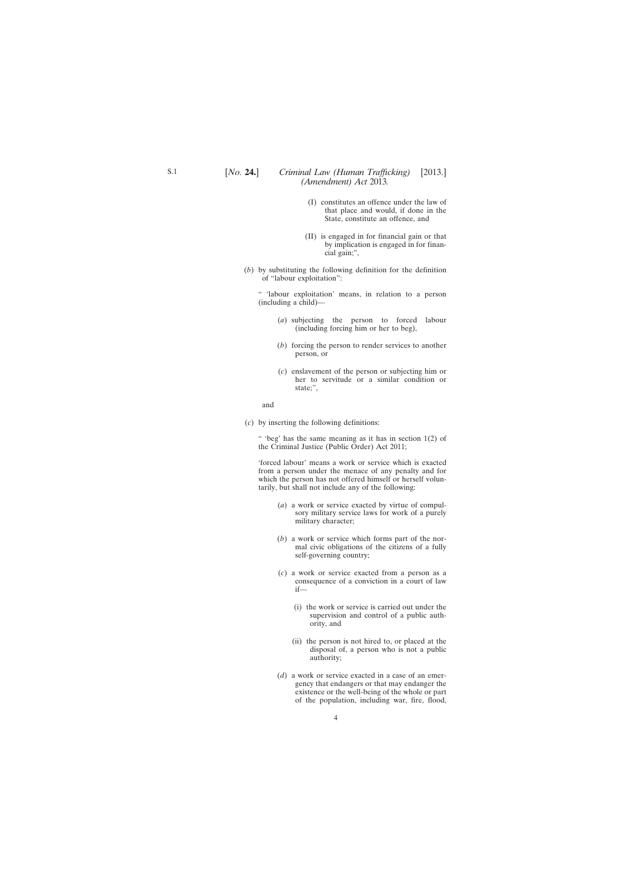(I) constitutes an offence under the law of that place and would, if done in the State, constitute an offence, and

(II) is engaged in for financial gain or that by implication is engaged in for financial gain;",

(*b*) by substituting the following definition for the definition of "labour exploitation":

" 'labour exploitation' means, in relation to a person (including a child)—

(*a*) subjecting the person to forced labour (including forcing him or her to beg),

(*b*) forcing the person to render services to another person, or

(*c*) enslavement of the person or subjecting him or her to servitude or a similar condition or state;",

and

(*c*) by inserting the following definitions:

" 'beg' has the same meaning as it has in section 1(2) of the Criminal Justice (Public Order) Act 2011;

'forced labour' means a work or service which is exacted from a person under the menace of any penalty and for which the person has not offered himself or herself voluntarily, but shall not include any of the following:

(*a*) a work or service exacted by virtue of compulsory military service laws for work of a purely military character;

(*b*) a work or service which forms part of the normal civic obligations of the citizens of a fully self-governing country;

(*c*) a work or service exacted from a person as a consequence of a conviction in a court of law if—

(i) the work or service is carried out under the supervision and control of a public authority, and

(ii) the person is not hired to, or placed at the disposal of, a person who is not a public authority;

(*d*) a work or service exacted in a case of an emergency that endangers or that may endanger the existence or the well-being of the whole or part of the population, including war, fire, flood,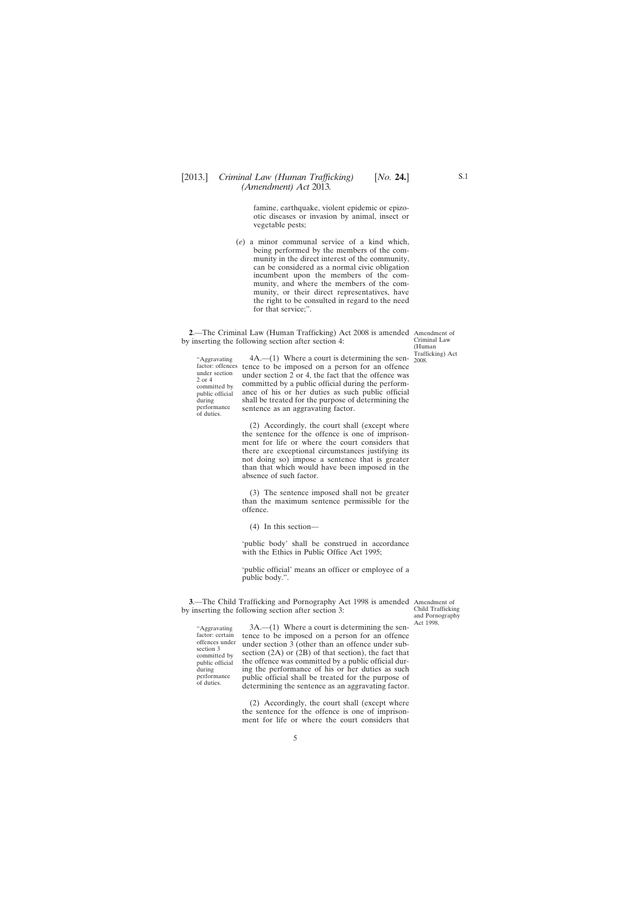famine, earthquake, violent epidemic or epizootic diseases or invasion by animal, insect or vegetable pests;

(*e*) a minor communal service of a kind which, being performed by the members of the community in the direct interest of the community, can be considered as a normal civic obligation incumbent upon the members of the community, and where the members of the community, or their direct representatives, have the right to be consulted in regard to the need for that service;".

Amendment of Criminal Law (Human Trafficking) Act 2008.

**2**.—The Criminal Law (Human Trafficking) Act 2008 is amended by inserting the following section after section 4:

"Aggravating factor: offences under section 2 or 4 committed by public official during performance of duties.

4A.—(1) Where a court is determining the sentence to be imposed on a person for an offence under section 2 or 4, the fact that the offence was committed by a public official during the performance of his or her duties as such public official shall be treated for the purpose of determining the sentence as an aggravating factor.

(2) Accordingly, the court shall (except where the sentence for the offence is one of imprisonment for life or where the court considers that there are exceptional circumstances justifying its not doing so) impose a sentence that is greater than that which would have been imposed in the absence of such factor.

(3) The sentence imposed shall not be greater than the maximum sentence permissible for the offence.

(4) In this section—

'public body' shall be construed in accordance with the Ethics in Public Office Act 1995;

'public official' means an officer or employee of a public body.".

Amendment of Child Trafficking and Pornography Act 1998.

**3**.—The Child Trafficking and Pornography Act 1998 is amended by inserting the following section after section 3:

"Aggravating factor: certain offences under section 3 committed by public official during performance of duties.

3A.—(1) Where a court is determining the sentence to be imposed on a person for an offence under section 3 (other than an offence under subsection (2A) or (2B) of that section), the fact that the offence was committed by a public official during the performance of his or her duties as such public official shall be treated for the purpose of determining the sentence as an aggravating factor.

(2) Accordingly, the court shall (except where the sentence for the offence is one of imprisonment for life or where the court considers that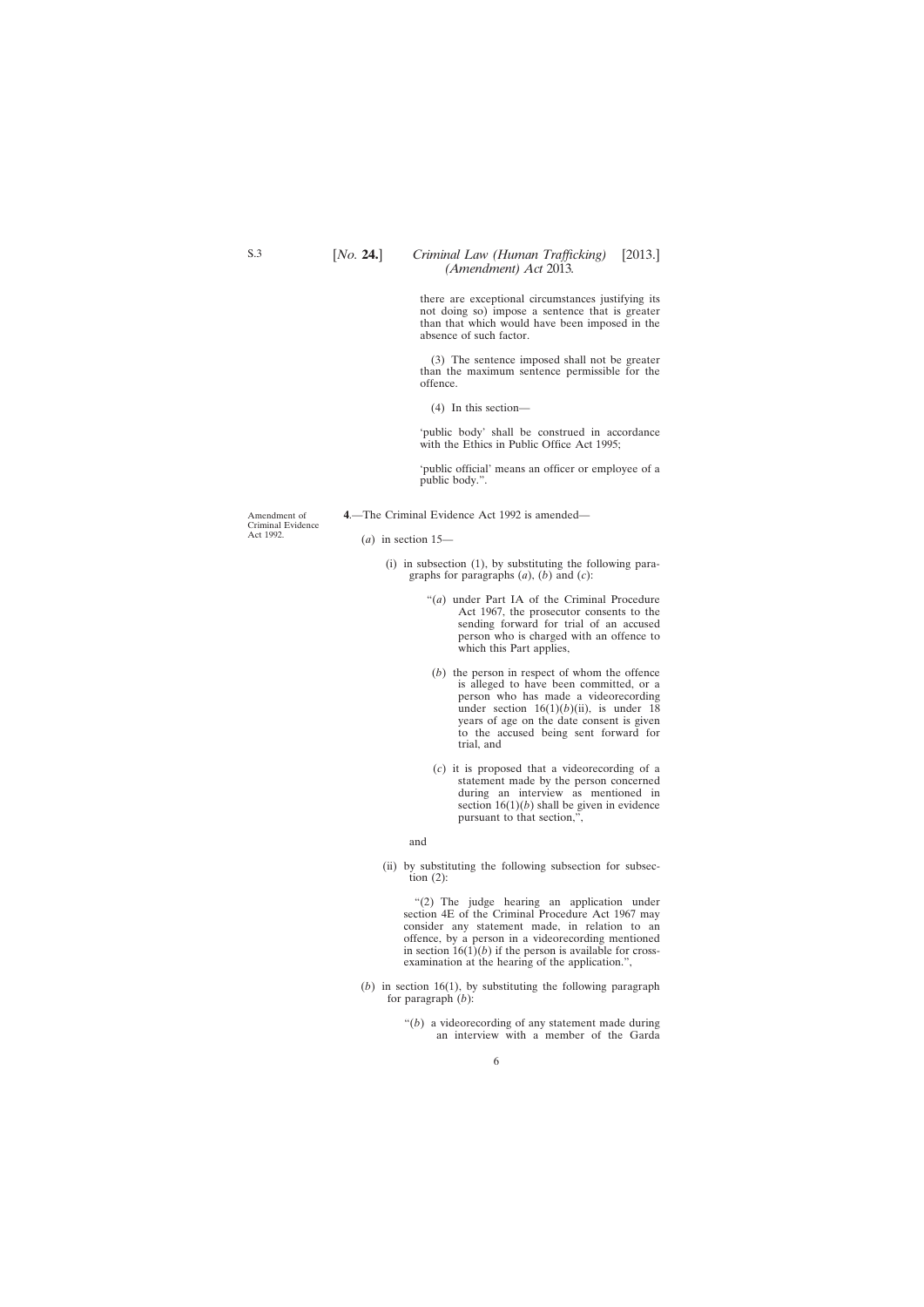there are exceptional circumstances justifying its not doing so) impose a sentence that is greater than that which would have been imposed in the absence of such factor.

(3) The sentence imposed shall not be greater than the maximum sentence permissible for the offence.

(4) In this section—

'public body' shall be construed in accordance with the Ethics in Public Office Act 1995;

'public official' means an officer or employee of a public body.".

Amendment of Criminal Evidence Act 1992.

**4**.—The Criminal Evidence Act 1992 is amended—

(*a*) in section 15—

(i) in subsection (1), by substituting the following paragraphs for paragraphs (*a*), (*b*) and (*c*):

"(*a*) under Part IA of the Criminal Procedure Act 1967, the prosecutor consents to the sending forward for trial of an accused person who is charged with an offence to which this Part applies,

(*b*) the person in respect of whom the offence is alleged to have been committed, or a person who has made a videorecording under section 16(1)(*b*)(ii), is under 18 years of age on the date consent is given to the accused being sent forward for trial, and

(*c*) it is proposed that a videorecording of a statement made by the person concerned during an interview as mentioned in section 16(1)(*b*) shall be given in evidence pursuant to that section,",

and

(ii) by substituting the following subsection for subsection (2):

"(2) The judge hearing an application under section 4E of the Criminal Procedure Act 1967 may consider any statement made, in relation to an offence, by a person in a videorecording mentioned in section 16(1)(*b*) if the person is available for cross-examination at the hearing of the application.",

(*b*) in section 16(1), by substituting the following paragraph for paragraph (*b*):

"(*b*) a videorecording of any statement made during an interview with a member of the Garda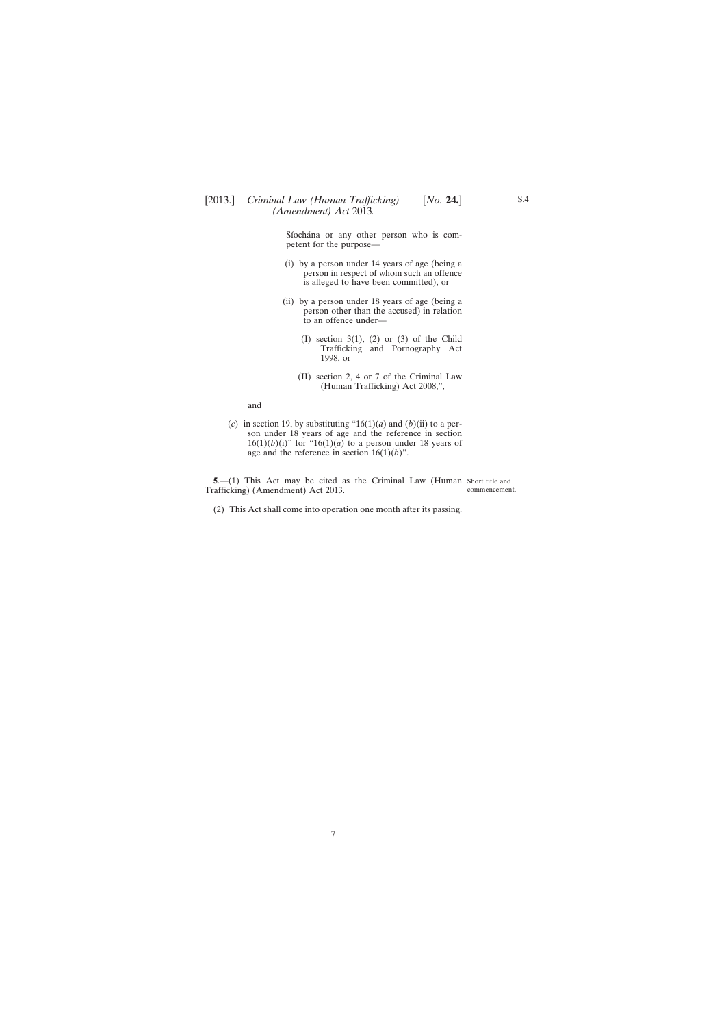Síochána or any other person who is competent for the purpose—

(i) by a person under 14 years of age (being a person in respect of whom such an offence is alleged to have been committed), or

(ii) by a person under 18 years of age (being a person other than the accused) in relation to an offence under—

(I) section 3(1), (2) or (3) of the Child Trafficking and Pornography Act 1998, or

(II) section 2, 4 or 7 of the Criminal Law (Human Trafficking) Act 2008,",

and

(*c*) in section 19, by substituting "16(1)(*a*) and (*b*)(ii) to a person under 18 years of age and the reference in section 16(1)(*b*)(i)" for "16(1)(*a*) to a person under 18 years of age and the reference in section 16(1)(*b*)".

Short title and commencement.

**5**.—(1) This Act may be cited as the Criminal Law (Human Trafficking) (Amendment) Act 2013.

(2) This Act shall come into operation one month after its passing.